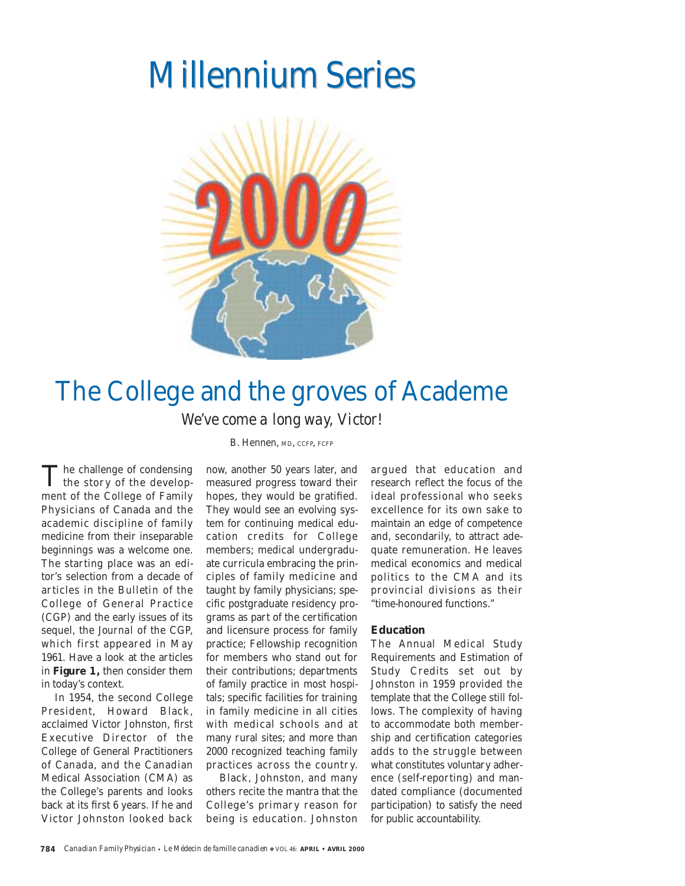# Millennium Series

# The College and the groves of Academe

## *We've come a long way, Victor!*

B. Hennen, MD, CCFP, FCFP

The challenge of condensing the story of the development of the College of Family Physicians of Canada and the academic discipline of family medicine from their inseparable beginnings was a welcome one. The starting place was an editor's selection from a decade of articles in the Bulletin of the College of General Practice (CGP) and the early issues of its sequel, the Journal of the CGP, which first appeared in May 1961. Have a look at the articles in **Figure 1,** then consider them in today's context.

In 1954, the second College President, Howard Black, acclaimed Victor Johnston, first Executive Director of the College of General Practitioners of Canada, and the Canadian Medical Association (CMA) as the College's parents and looks back at its first 6 years. If he and Victor Johnston looked back now, another 50 years later, and measured progress toward their hopes, they would be gratified. They would see an evolving system for continuing medical education credits for College members; medical undergraduate curricula embracing the principles of family medicine and taught by family physicians; specific postgraduate residency programs as part of the certification and licensure process for family practice; Fellowship recognition for members who stand out for their contributions; departments of family practice in most hospitals; specific facilities for training in family medicine in all cities with medical schools and at many rural sites; and more than 2000 recognized teaching family practices across the country.

Black, Johnston, and many others recite the mantra that the College's primary reason for being is education. Johnston argued that education and research reflect the focus of the ideal professional who seeks excellence for its own sake to maintain an edge of competence and, secondarily, to attract adequate remuneration. He leaves medical economics and medical politics to the CMA and its provincial divisions as their "time-honoured functions."

### Education

The Annual Medical Study Requirements and Estimation of Study Credits set out by Johnston in 1959 provided the template that the College still follows. The complexity of having to accommodate both membership and certification categories adds to the struggle between what constitutes voluntary adherence (self-reporting) and mandated compliance (documented participation) to satisfy the need for public accountability.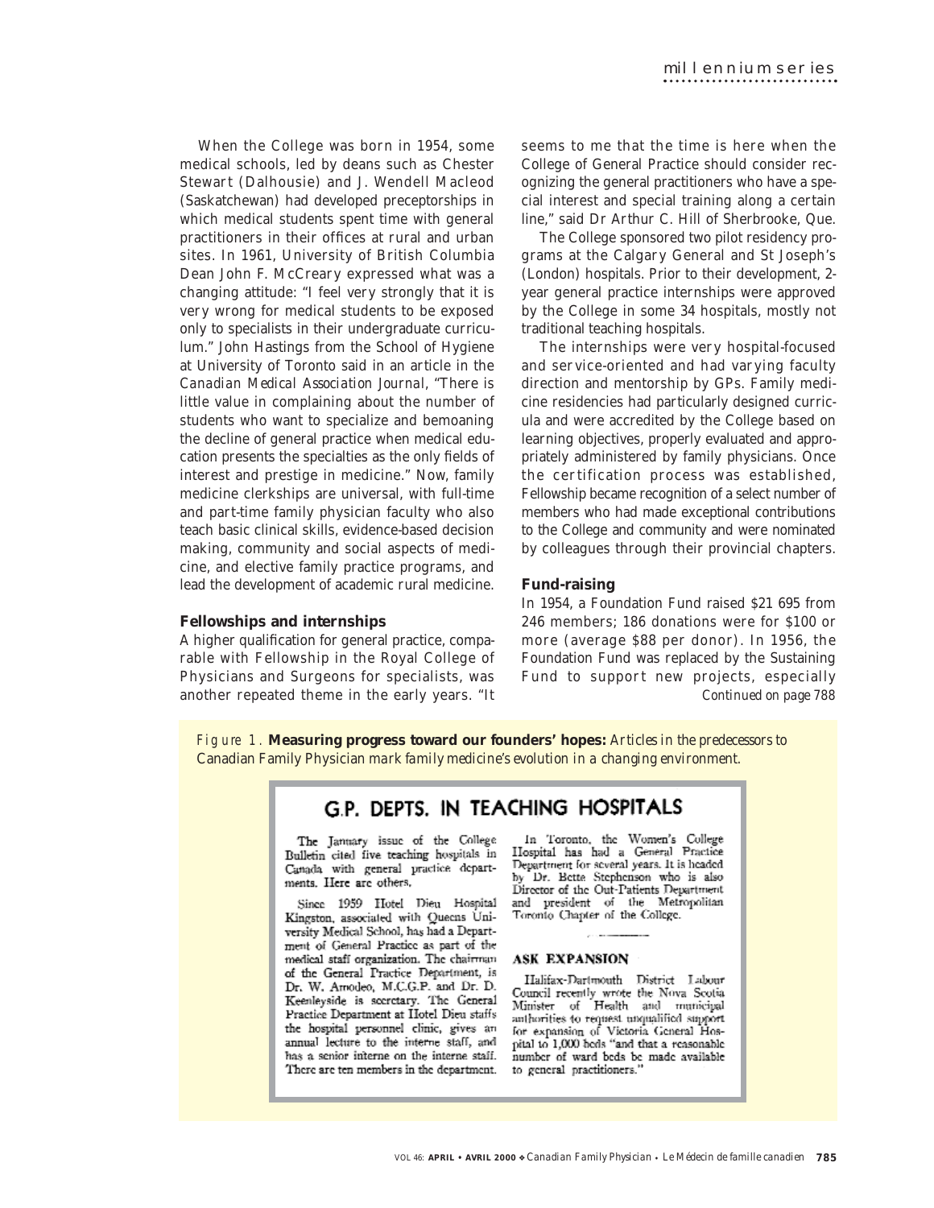When the College was born in 1954, some medical schools, led by deans such as Chester Stewart (Dalhousie) and J. Wendell Macleod (Saskatchewan) had developed preceptorships in which medical students spent time with general practitioners in their offices at rural and urban sites. In 1961, University of British Columbia Dean John F. McCreary expressed what was a changing attitude: "I feel very strongly that it is very wrong for medical students to be exposed only to specialists in their undergraduate curriculum." John Hastings from the School of Hygiene at University of Toronto said in an article in the *Canadian Medical Association Journal*, "There is little value in complaining about the number of students who want to specialize and bemoaning the decline of general practice when medical education presents the specialties as the only fields of interest and prestige in medicine." Now, family medicine clerkships are universal, with full-time and part-time family physician faculty who also teach basic clinical skills, evidence-based decision making, community and social aspects of medicine, and elective family practice programs, and lead the development of academic rural medicine.

### Fellowships and internships

A higher qualification for general practice, comparable with Fellowship in the Royal College of Physicians and Surgeons for specialists, was another repeated theme in the early years. "It seems to me that the time is here when the College of General Practice should consider recognizing the general practitioners who have a special interest and special training along a certain line," said Dr Arthur C. Hill of Sherbrooke, Que.

The College sponsored two pilot residency programs at the Calgary General and St Joseph's (London) hospitals. Prior to their development, 2-year general practice internships were approved by the College in some 34 hospitals, mostly not traditional teaching hospitals.

The internships were very hospital-focused and service-oriented and had varying faculty direction and mentorship by GPs. Family medicine residencies had particularly designed curricula and were accredited by the College based on learning objectives, properly evaluated and appropriately administered by family physicians. Once the certification process was established, Fellowship became recognition of a select number of members who had made exceptional contributions to the College and community and were nominated by colleagues through their provincial chapters.

### Fund-raising

In 1954, a Foundation Fund raised \$21 695 from 246 members; 186 donations were for \$100 or more (average \$88 per donor). In 1956, the Foundation Fund was replaced by the Sustaining Fund to support new projects, especially

*Continued on page 788*

*Figure 1.* **Measuring progress toward our founders' hopes:** *Articles in the predecessors to Canadian Family Physician mark family medicine's evolution in a changing environment.*

## G.P. DEPTS. IN TEACHING HOSPITALS

The January issue of the College Bulletin cited five teaching hospitals in Canada with general practice departments. Here are others.

Since 1959 Hotel Dieu Hospital Kingston, associated with Queens University Medical School, has had a Department of General Practice as part of the medical staff organization. The chairman of the General Practice Department, is Dr. W. Amodeo, M.C.G.P. and Dr. D. Keenleyside is secretary. The General Practice Department at Hotel Dieu staffs the hospital personnel clinic, gives an annual lecture to the interne staff, and has a senior interne on the interne staff. There are ten members in the department.

In Toronto, the Women's College Hospital has had a General Practice Department for several years. It is headed by Dr. Bette Stephenson who is also Director of the Out-Patients Department and president of the Metropolitan Toronto Chapter of the College.

### ASK EXPANSION

Halifax-Dartmouth District Labour Council recently wrote the Nova Scotia Minister of Health and municipal authorities to request unqualified support for expansion of Victoria General Hospital to 1,000 beds "and that a reasonable number of ward beds be made available to general practitioners."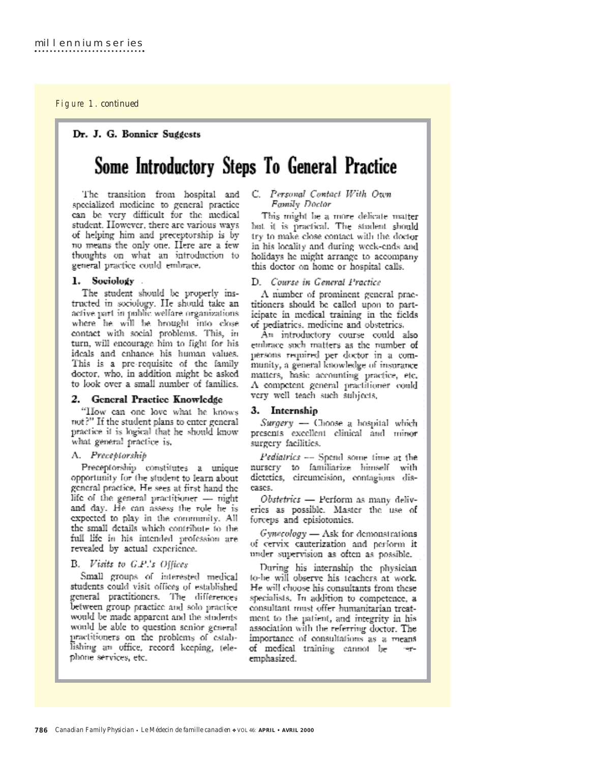*Figure 1. continued*

**Dr. J. G. Bonnier Suggests**

# Some Introductory Steps To General Practice

The transition from hospital and specialized medicine to general practice can be very difficult for the medical student. However, there are various ways of helping him and preceptorship is by no means the only one. Here are a few thoughts on what an introduction to general practice could embrace.

## 1. Sociology

The student should be properly instructed in sociology. He should take an active part in public welfare organizations where he will be brought into close contact with social problems. This, in turn, will encourage him to fight for his ideals and enhance his human values. This is a pre-requisite of the family doctor, who, in addition might be asked to look over a small number of families.

## 2. General Practice Knowledge

"How can one love what he knows not?" If the student plans to enter general practice it is logical that he should know what general practice is.

### A. *Preceptorship*

Preceptorship constitutes a unique opportunity for the student to learn about general practice. He sees at first hand the life of the general practitioner — night and day. He can assess the role he is expected to play in the community. All the small details which contribute to the full life in his intended profession are revealed by actual experience.

### B. *Visits to G.P.'s Offices*

Small groups of interested medical students could visit offices of established general practitioners. The differences between group practice and solo practice would be made apparent and the students would be able to question senior general practitioners on the problems of establishing an office, record keeping, telephone services, etc.

### C. *Personal Contact With Own Family Doctor*

This might be a more delicate matter but it is practical. The student should try to make close contact with the doctor in his locality and during week-ends and holidays he might arrange to accompany this doctor on home or hospital calls.

### D. *Course in General Practice*

A number of prominent general practitioners should be called upon to participate in medical training in the fields of pediatrics, medicine and obstetrics.

An introductory course could also embrace such matters as the number of persons required per doctor in a community, a general knowledge of insurance matters, basic accounting practice, etc. A competent general practitioner could very well teach such subjects.

## 3. Internship

*Surgery* — Choose a hospital which presents excellent clinical and minor surgery facilities.

*Pediatrics* — Spend some time at the nursery to familiarize himself with dietetics, circumcision, contagious diseases.

*Obstetrics* — Perform as many deliveries as possible. Master the use of forceps and episiotomies.

*Gynecology* — Ask for demonstrations of cervix cauterization and perform it under supervision as often as possible.

During his internship the physician to-be will observe his teachers at work. He will choose his consultants from these specialists. In addition to competence, a consultant must offer humanitarian treatment to the patient, and integrity in his association with the referring doctor. The importance of consultations as a means of medical training cannot be over-emphasized.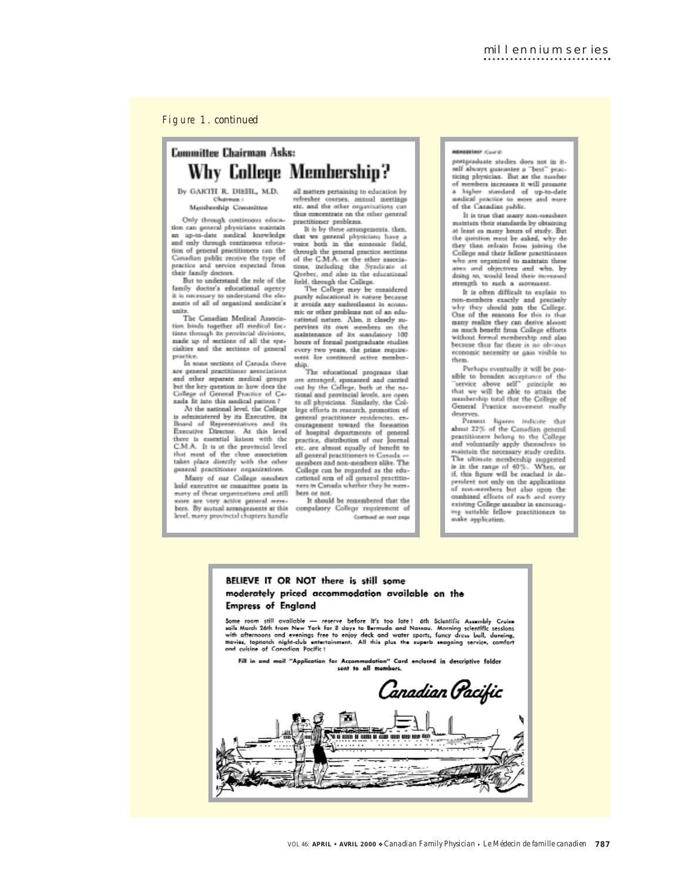*Figure 1. continued*

## Committee Chairman Asks:

# Why College Membership?

By GARTH R. DIEHL, M.D.
Chairman :
Membership Committee

Only through continuous education can general physicians maintain an up-to-date medical knowledge and only through continuous education of general practitioners can the Canadian public receive the type of practice and service expected from their family doctors.

But to understand the role of the family doctor's educational agency it is necessary to understand the elements of all of organized medicine's units.

The Canadian Medical Association binds together all medical factions through its provincial divisions, made up of sections of all the specialties and the sections of general practice.

In some sections of Canada there are general practitioner associations and other separate medical groups but the key question is: how does the College of General Practice of Canada fit into this medical pattern?

At the national level, the College is administered by its Executive, its Board of Representatives and its Executive Director. At this level there is essential liaison with the C.M.A. It is at the provincial level that most of the close association takes place directly with the other general practitioner organizations.

Many of our College members hold executive or committee posts in many of these organizations and still more are very active general members. By mutual arrangements at this level, many provincial chapters handle all matters pertaining to education by refresher courses, annual meetings etc. and the other organizations can thus concentrate on the other general practitioner problems.

It is by these arrangements, then, that we general physicians have a voice both in the economic field, through the general practice sections of the C.M.A. or the other associations, including the Syndicate of Quebec, and also in the educational field, through the College.

The College may be considered purely educational in nature because it avoids any embroilment in economic or other problems not of an educational nature. Also, it closely supervises its own members on the maintenance of its mandatory 100 hours of formal postgraduate studies every two years, the prime requirement for continued active membership.

The educational programs that are arranged, sponsored and carried out by the College, both at the national and provincial levels, are open to all physicians. Similarly, the College efforts in research, promotion of general practitioner residencies, encouragement toward the formation of hospital departments of general practice, distribution of our Journal etc. are almost equally of benefit to all general practitioners in Canada — members and non-members alike. The College can be regarded as the educational arm of all general practitioners in Canada whether they be members or not.

It should be remembered that the compulsory College requirement of postgraduate studies does not in itself always guarantee a "best" practicing physician. But as the number of members increases it will promote a higher standard of up-to-date medical practice to more and more of the Canadian public.

It is true that many non-members maintain their standards by obtaining at least as many hours of study. But the question must be asked, why do they then refrain from joining the College and their fellow practitioners who are organized to maintain these aims and objectives and who, by doing so, would lend their increased strength to such a movement.

It is often difficult to explain to non-members exactly and precisely why they should join the College. One of the reasons for this is that many realize they can derive almost as much benefit from College efforts without formal membership and also because thus far there is no obvious economic necessity or gain visible to them.

Perhaps eventually it will be possible to broaden acceptance of the "service above self" principle so that we will be able to attain the membership total that the College of General Practice movement really deserves.

Present figures indicate that about 22% of the Canadian general practitioners belong to the College and voluntarily apply themselves to maintain the necessary study credits. The ultimate membership suggested is in the range of 40%. When, or if, this figure will be reached is dependent not only on the applications of non-members but also upon the combined efforts of each and every existing College member in encouraging suitable fellow practitioners to make application.

---

**BELIEVE IT OR NOT there is still some moderately priced accommodation available on the Empress of England**

Some room still available — reserve before it's too late! 6th Scientific Assembly Cruise sails March 26th from New York for 8 days to Bermuda and Nassau. Morning scientific sessions with afternoons and evenings free to enjoy deck and water sports, fancy dress ball, dancing, movies, topnotch night-club entertainment. All this plus the superb seagoing service, comfort and cuisine of Canadian Pacific!

Fill in and mail "Application for Accommodation" Card enclosed in descriptive folder sent to all members.

*Canadian Pacific*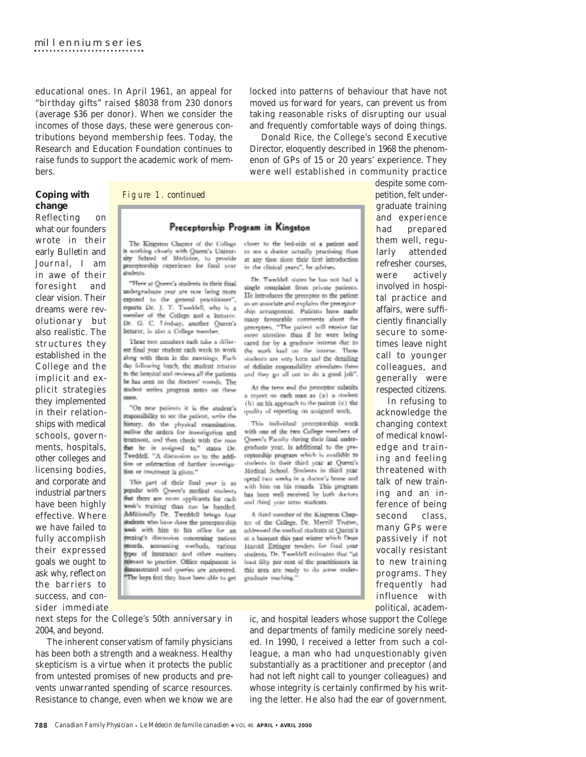educational ones. In April 1961, an appeal for "birthday gifts" raised $8038 from 230 donors (average $36 per donor). When we consider the incomes of those days, these were generous contributions beyond membership fees. Today, the Research and Education Foundation continues to raise funds to support the academic work of members.

## Coping with change

Reflecting on what our founders wrote in their early *Bulletin* and *Journal*, I am in awe of their foresight and clear vision. Their dreams were revolutionary but also realistic. The structures they established in the College and the implicit and explicit strategies they implemented in their relationships with medical schools, governments, hospitals, other colleges and licensing bodies, and corporate and industrial partners have been highly effective. Where we have failed to fully accomplish their expressed goals we ought to ask why, reflect on the barriers to success, and consider immediate next steps for the College's 50th anniversary in 2004, and beyond.

The inherent conservatism of family physicians has been both a strength and a weakness. Healthy skepticism is a virtue when it protects the public from untested promises of new products and prevents unwarranted spending of scarce resources. Resistance to change, even when we know we are locked into patterns of behaviour that have not moved us forward for years, can prevent us from taking reasonable risks of disrupting our usual and frequently comfortable ways of doing things.

Donald Rice, the College's second Executive Director, eloquently described in 1968 the phenomenon of GPs of 15 or 20 years' experience. They were well established in community practice despite some competition, felt undergraduate training and experience had prepared them well, regularly attended refresher courses, were actively involved in hospital practice and affairs, were sufficiently financially secure to sometimes leave night call to younger colleagues, and generally were respected citizens.

In refusing to acknowledge the changing context of medical knowledge and training and feeling threatened with talk of new training and an inference of being second class, many GPs were passively if not vocally resistant to new training programs. They frequently had influence with political, academic, and hospital leaders whose support the College and departments of family medicine sorely needed. In 1990, I received a letter from such a colleague, a man who had unquestionably given substantially as a practitioner and preceptor (and had not left night call to younger colleagues) and whose integrity is certainly confirmed by his writing the letter. He also had the ear of government.

*Figure 1. continued*

### Preceptorship Program in Kingston

The Kingston Chapter of the College is working closely with Queen's University School of Medicine, to provide preceptorship experience for final year students.

"Here at Queen's students in their final undergraduate year are now being more exposed to the general practitioner", reports Dr. J. T. Tweddell, who is a member of the College and a lecturer. Dr. G. C. Lindsay, another Queen's lecturer, is also a College member.

These two members each take a different final year student each week to work along with them in the mornings. Each day following lunch, the student returns to the hospital and reviews all the patients he has seen on the doctors' rounds. The student writes progress notes on these cases.

"On new patients it is the student's responsibility to see the patient, write the history, do the physical examination, outline the orders for investigation and treatment, and then check with the man that he is assigned to," states Dr. Tweddell. "A discussion as to the addition or subtraction of further investigation or treatment is given."

This part of their final year is so popular with Queen's medical students that there are more applicants for each week's training than can be handled. Additionally Dr. Tweddell brings four students who have done the preceptorship week with him to his office for an evening's discussion concerning patient records, accounting methods, various types of insurance and other matters relevant to practice. Office equipment is demonstrated and queries are answered. "The boys feel they have been able to get closer to the bed-side of a patient and to see a doctor actually practising than at any time since their first introduction in the clinical years", he advises.

Dr. Tweddell states he has not had a single complaint from private patients. He introduces the preceptee to the patient as an associate and explains the preceptorship arrangement. Patients have made many favourable comments about the preceptees. "The patient will receive far more attention than if he were being cared for by a graduate interne due to the work load on the interne. These students are very keen and the detailing of definite responsibility stimulates them and they go all out to do a good job".

At the term end the preceptor submits a report on each man as (a) a student (b) on his approach to the patient (c) the quality of reporting on assigned work.

This individual preceptorship week with one of the two College members of Queen's Faculty during their final undergraduate year, is additional to the preceptorship program which is available to students in their third year at Queen's Medical School. Students in third year spend two weeks in a doctor's home and with him on his rounds. This program has been well received by both doctors and third year term students.

A third member of the Kingston Chapter of the College, Dr. Merrill Trotter, addressed the medical students at Queen's at a banquet this past winter which Dean Harold Ettinger tenders for final year students. Dr. Tweddell estimates that "at least fifty per cent of the practitioners in this area are ready to do some undergraduate teaching."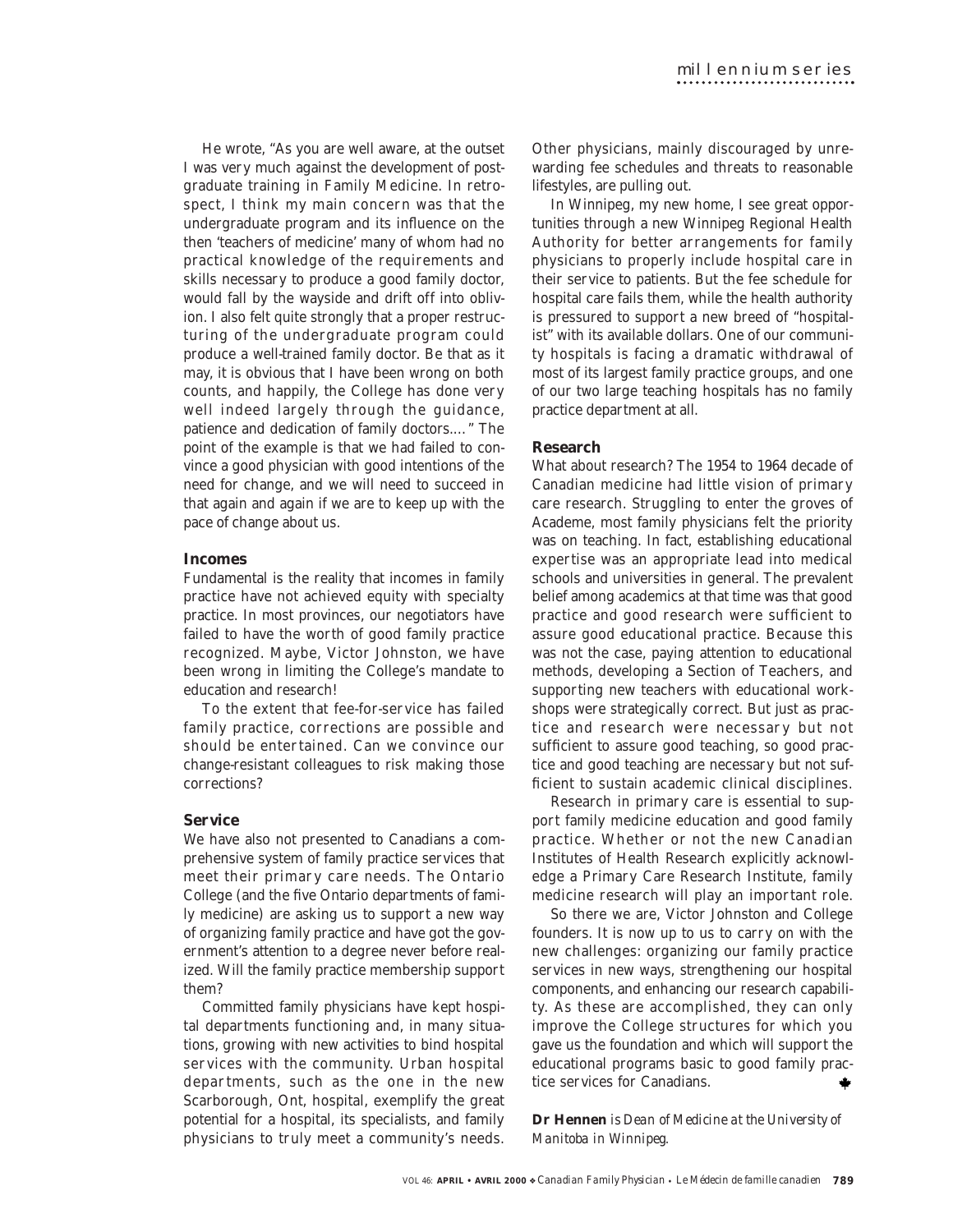He wrote, "As you are well aware, at the outset I was very much against the development of postgraduate training in Family Medicine. In retrospect, I think my main concern was that the undergraduate program and its influence on the then 'teachers of medicine' many of whom had no practical knowledge of the requirements and skills necessary to produce a good family doctor, would fall by the wayside and drift off into oblivion. I also felt quite strongly that a proper restructuring of the undergraduate program could produce a well-trained family doctor. Be that as it may, it is obvious that I have been wrong on both counts, and happily, the College has done very well indeed largely through the guidance, patience and dedication of family doctors…." The point of the example is that we had failed to convince a good physician with good intentions of the need for change, and we will need to succeed in that again and again if we are to keep up with the pace of change about us.

### Incomes

Fundamental is the reality that incomes in family practice have not achieved equity with specialty practice. In most provinces, our negotiators have failed to have the worth of good family practice recognized. Maybe, Victor Johnston, we have been wrong in limiting the College's mandate to education and research!

To the extent that fee-for-service has failed family practice, corrections are possible and should be entertained. Can we convince our change-resistant colleagues to risk making those corrections?

### Service

We have also not presented to Canadians a comprehensive system of family practice services that meet their primary care needs. The Ontario College (and the five Ontario departments of family medicine) are asking us to support a new way of organizing family practice and have got the government's attention to a degree never before realized. Will the family practice membership support them?

Committed family physicians have kept hospital departments functioning and, in many situations, growing with new activities to bind hospital services with the community. Urban hospital departments, such as the one in the new Scarborough, Ont, hospital, exemplify the great potential for a hospital, its specialists, and family physicians to truly meet a community's needs. Other physicians, mainly discouraged by unrewarding fee schedules and threats to reasonable lifestyles, are pulling out.

In Winnipeg, my new home, I see great opportunities through a new Winnipeg Regional Health Authority for better arrangements for family physicians to properly include hospital care in their service to patients. But the fee schedule for hospital care fails them, while the health authority is pressured to support a new breed of "hospitalist" with its available dollars. One of our community hospitals is facing a dramatic withdrawal of most of its largest family practice groups, and one of our two large teaching hospitals has no family practice department at all.

### Research

What about research? The 1954 to 1964 decade of Canadian medicine had little vision of primary care research. Struggling to enter the groves of Academe, most family physicians felt the priority was on teaching. In fact, establishing educational expertise was an appropriate lead into medical schools and universities in general. The prevalent belief among academics at that time was that good practice and good research were sufficient to assure good educational practice. Because this was not the case, paying attention to educational methods, developing a Section of Teachers, and supporting new teachers with educational workshops were strategically correct. But just as practice and research were necessary but not sufficient to assure good teaching, so good practice and good teaching are necessary but not sufficient to sustain academic clinical disciplines.

Research in primary care is essential to support family medicine education and good family practice. Whether or not the new Canadian Institutes of Health Research explicitly acknowledge a Primary Care Research Institute, family medicine research will play an important role.

So there we are, Victor Johnston and College founders. It is now up to us to carry on with the new challenges: organizing our family practice services in new ways, strengthening our hospital components, and enhancing our research capability. As these are accomplished, they can only improve the College structures for which you gave us the foundation and which will support the educational programs basic to good family practice services for Canadians.

**Dr Hennen** *is Dean of Medicine at the University of Manitoba in Winnipeg.*